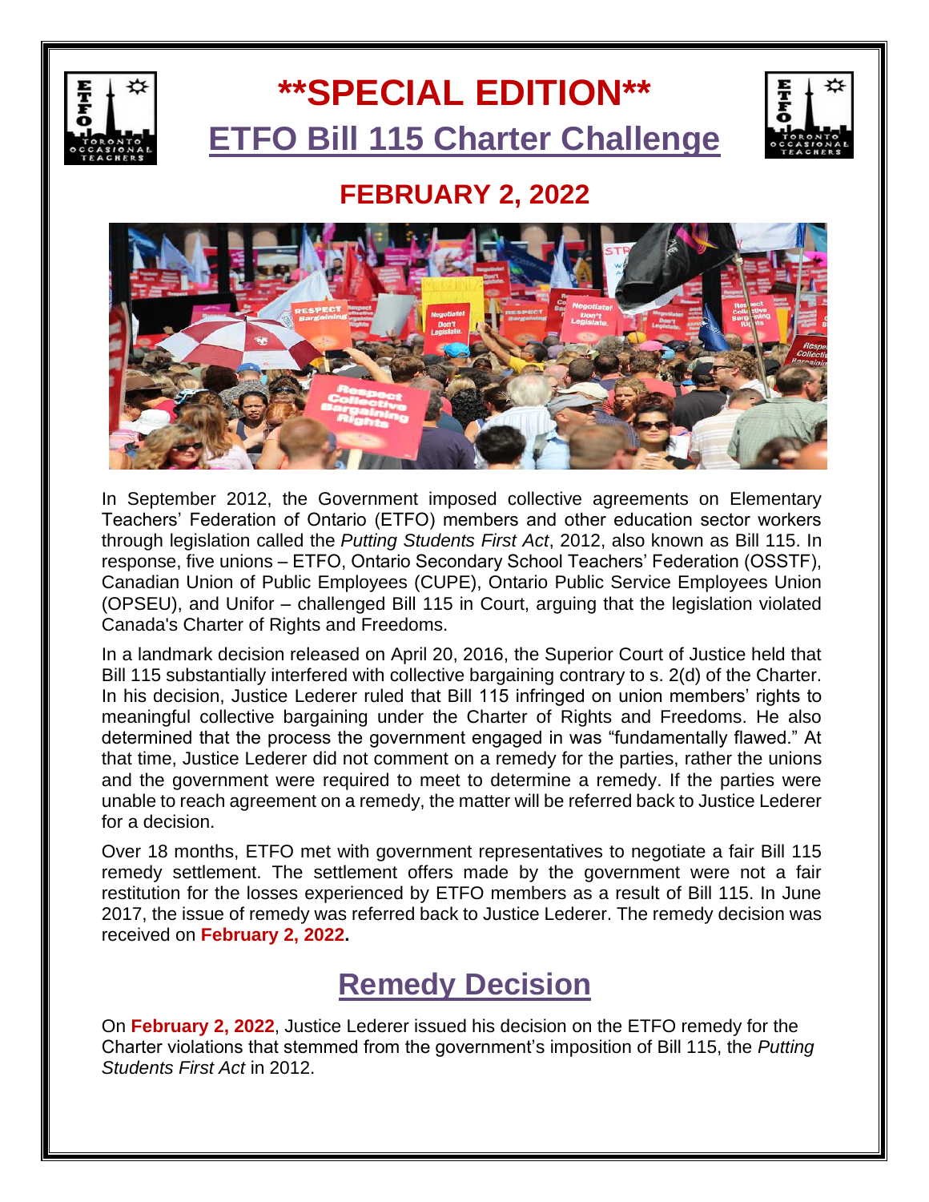# **SPECIAL EDITION**

## ETFO Bill 115 Charter Challenge

### FEBRUARY 2, 2022

In September 2012, the Government imposed collective agreements on Elementary Teachers' Federation of Ontario (ETFO) members and other education sector workers through legislation called the *Putting Students First Act*, 2012, also known as Bill 115. In response, five unions – ETFO, Ontario Secondary School Teachers' Federation (OSSTF), Canadian Union of Public Employees (CUPE), Ontario Public Service Employees Union (OPSEU), and Unifor – challenged Bill 115 in Court, arguing that the legislation violated Canada's Charter of Rights and Freedoms.

In a landmark decision released on April 20, 2016, the Superior Court of Justice held that Bill 115 substantially interfered with collective bargaining contrary to s. 2(d) of the Charter. In his decision, Justice Lederer ruled that Bill 115 infringed on union members' rights to meaningful collective bargaining under the Charter of Rights and Freedoms. He also determined that the process the government engaged in was "fundamentally flawed." At that time, Justice Lederer did not comment on a remedy for the parties, rather the unions and the government were required to meet to determine a remedy. If the parties were unable to reach agreement on a remedy, the matter will be referred back to Justice Lederer for a decision.

Over 18 months, ETFO met with government representatives to negotiate a fair Bill 115 remedy settlement. The settlement offers made by the government were not a fair restitution for the losses experienced by ETFO members as a result of Bill 115. In June 2017, the issue of remedy was referred back to Justice Lederer. The remedy decision was received on **February 2, 2022.**

## Remedy Decision

On **February 2, 2022**, Justice Lederer issued his decision on the ETFO remedy for the Charter violations that stemmed from the government's imposition of Bill 115, the *Putting Students First Act* in 2012.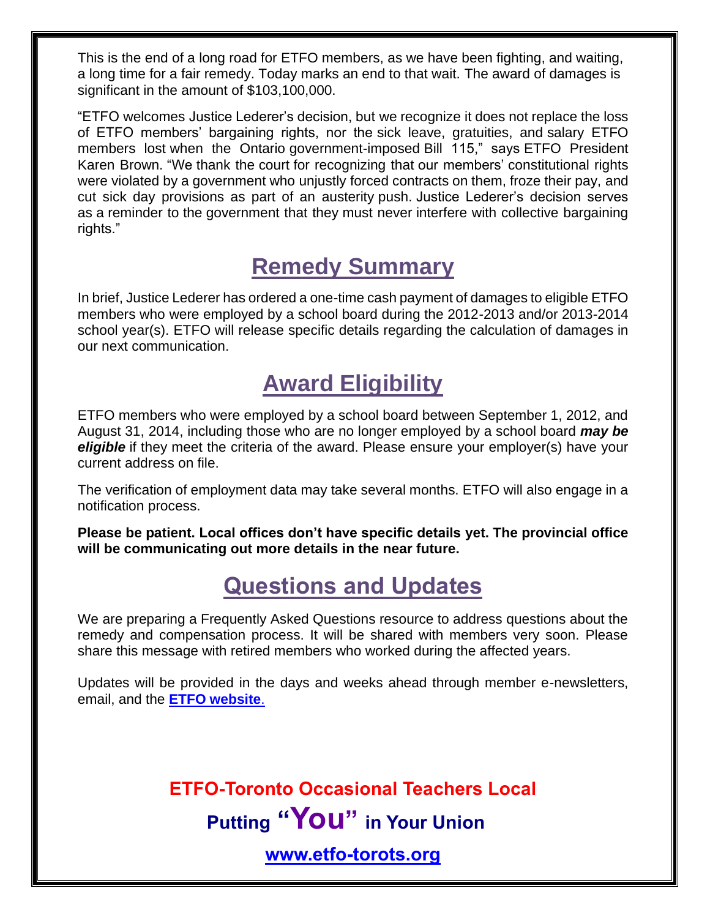This is the end of a long road for ETFO members, as we have been fighting, and waiting, a long time for a fair remedy. Today marks an end to that wait. The award of damages is significant in the amount of $103,100,000.

"ETFO welcomes Justice Lederer's decision, but we recognize it does not replace the loss of ETFO members' bargaining rights, nor the sick leave, gratuities, and salary ETFO members lost when the Ontario government-imposed Bill 115," says ETFO President Karen Brown. "We thank the court for recognizing that our members' constitutional rights were violated by a government who unjustly forced contracts on them, froze their pay, and cut sick day provisions as part of an austerity push. Justice Lederer's decision serves as a reminder to the government that they must never interfere with collective bargaining rights."

## Remedy Summary

In brief, Justice Lederer has ordered a one-time cash payment of damages to eligible ETFO members who were employed by a school board during the 2012-2013 and/or 2013-2014 school year(s). ETFO will release specific details regarding the calculation of damages in our next communication.

## Award Eligibility

ETFO members who were employed by a school board between September 1, 2012, and August 31, 2014, including those who are no longer employed by a school board ***may be eligible*** if they meet the criteria of the award. Please ensure your employer(s) have your current address on file.

The verification of employment data may take several months. ETFO will also engage in a notification process.

**Please be patient. Local offices don't have specific details yet. The provincial office will be communicating out more details in the near future.**

## Questions and Updates

We are preparing a Frequently Asked Questions resource to address questions about the remedy and compensation process. It will be shared with members very soon. Please share this message with retired members who worked during the affected years.

Updates will be provided in the days and weeks ahead through member e-newsletters, email, and the **ETFO website**.

**ETFO-Toronto Occasional Teachers Local**

**Putting "You" in Your Union**

**www.etfo-torots.org**